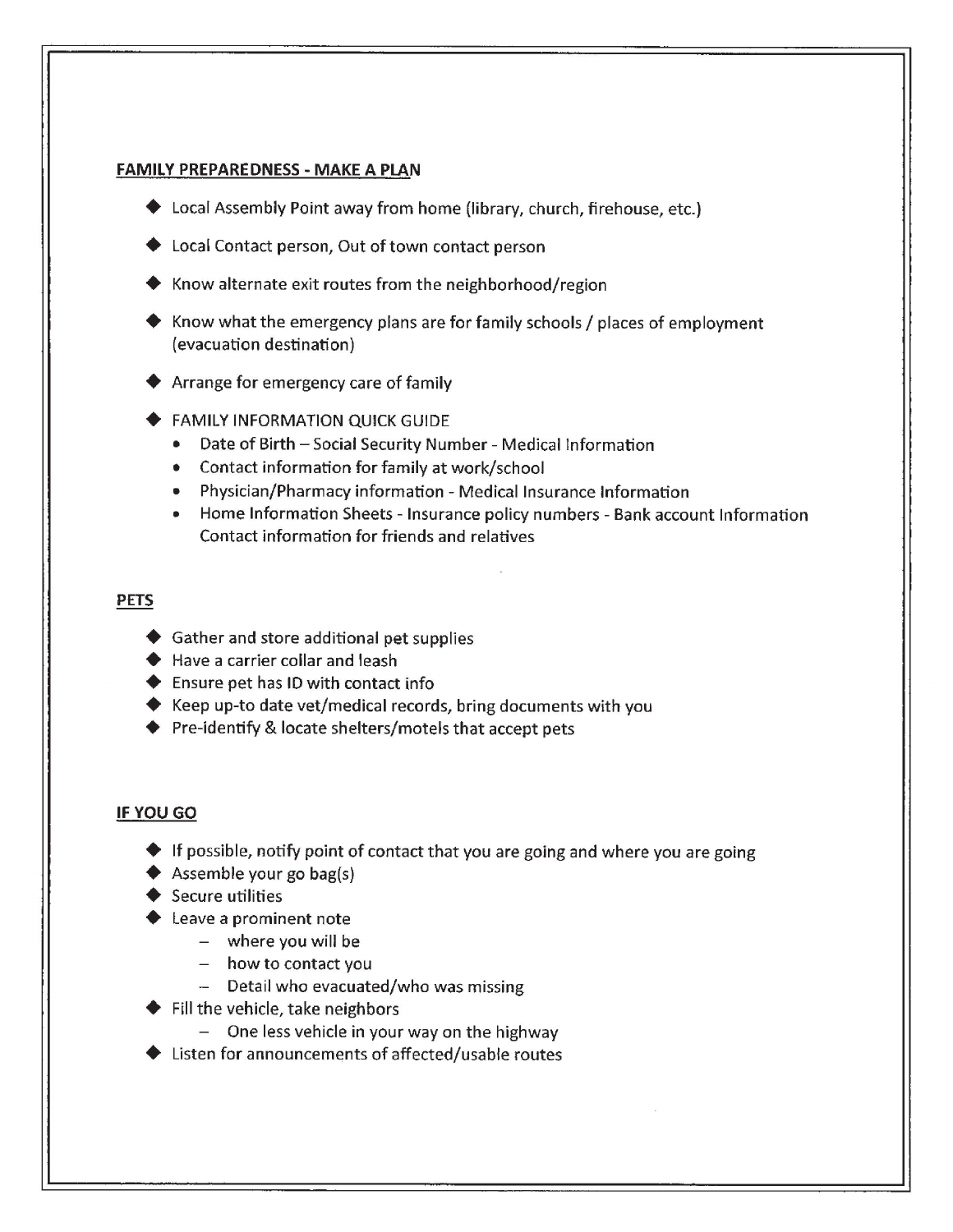## FAMILY PREPAREDNESS - MAKE A PLAN

- Local Assembly Point away from home (library, church, firehouse, etc.)
- Local Contact person, Out of town contact person
- Know alternate exit routes from the neighborhood/region
- Know what the emergency plans are for family schools / places of employment (evacuation destination)
- Arrange for emergency care of family
- FAMILY INFORMATION QUICK GUIDE
  - Date of Birth – Social Security Number - Medical Information
  - Contact information for family at work/school
  - Physician/Pharmacy information - Medical Insurance Information
  - Home Information Sheets - Insurance policy numbers - Bank account Information
    Contact information for friends and relatives

## PETS

- Gather and store additional pet supplies
- Have a carrier collar and leash
- Ensure pet has ID with contact info
- Keep up-to date vet/medical records, bring documents with you
- Pre-identify & locate shelters/motels that accept pets

## IF YOU GO

- If possible, notify point of contact that you are going and where you are going
- Assemble your go bag(s)
- Secure utilities
- Leave a prominent note
  - where you will be
  - how to contact you
  - Detail who evacuated/who was missing
- Fill the vehicle, take neighbors
  - One less vehicle in your way on the highway
- Listen for announcements of affected/usable routes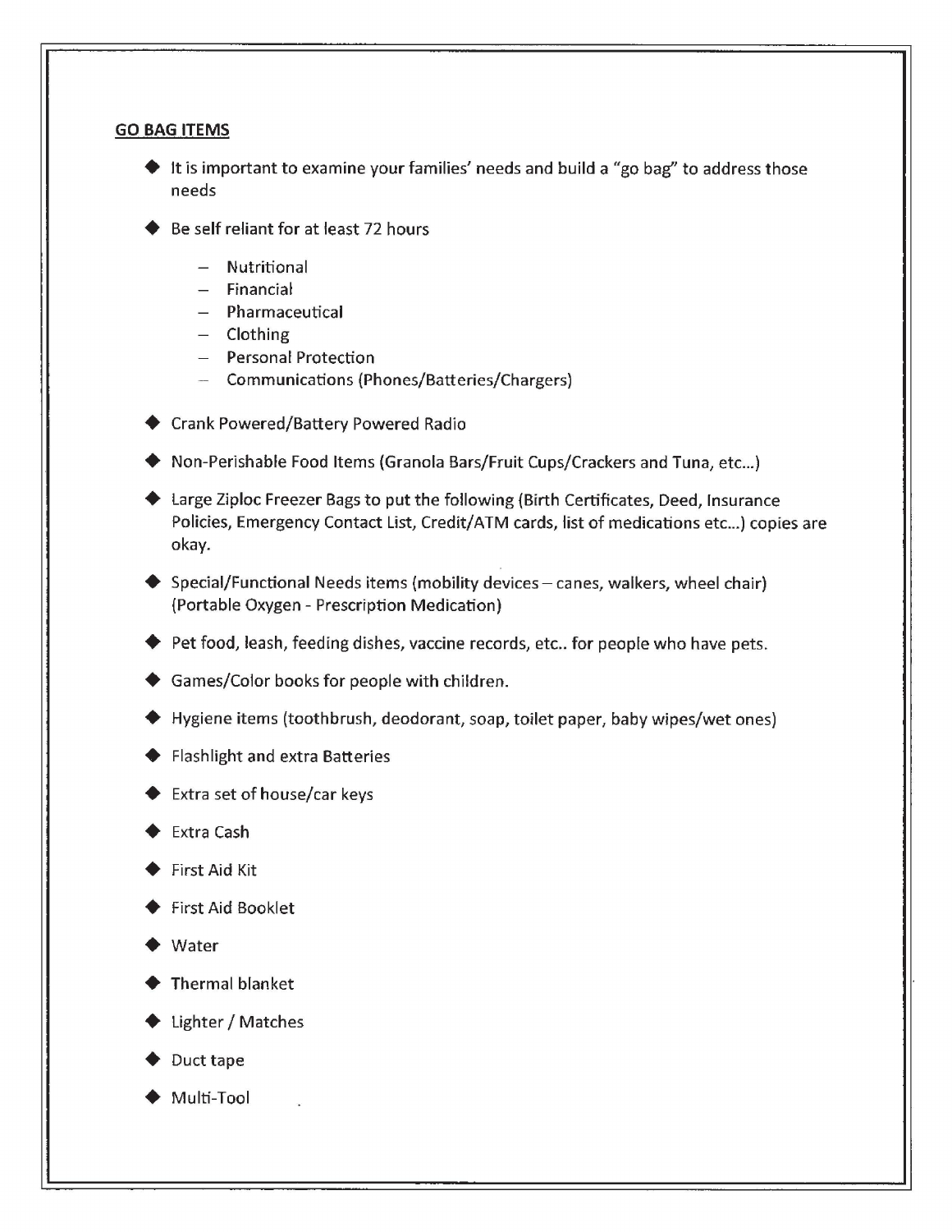**GO BAG ITEMS**

- It is important to examine your families' needs and build a "go bag" to address those needs
- Be self reliant for at least 72 hours
  - Nutritional
  - Financial
  - Pharmaceutical
  - Clothing
  - Personal Protection
  - Communications (Phones/Batteries/Chargers)
- Crank Powered/Battery Powered Radio
- Non-Perishable Food Items (Granola Bars/Fruit Cups/Crackers and Tuna, etc...)
- Large Ziploc Freezer Bags to put the following (Birth Certificates, Deed, Insurance Policies, Emergency Contact List, Credit/ATM cards, list of medications etc...) copies are okay.
- Special/Functional Needs items (mobility devices – canes, walkers, wheel chair) (Portable Oxygen - Prescription Medication)
- Pet food, leash, feeding dishes, vaccine records, etc.. for people who have pets.
- Games/Color books for people with children.
- Hygiene items (toothbrush, deodorant, soap, toilet paper, baby wipes/wet ones)
- Flashlight and extra Batteries
- Extra set of house/car keys
- Extra Cash
- First Aid Kit
- First Aid Booklet
- Water
- Thermal blanket
- Lighter / Matches
- Duct tape
- Multi-Tool